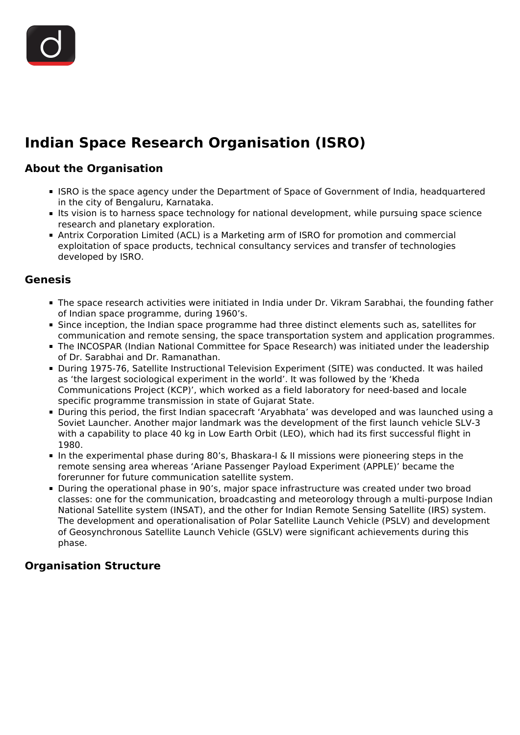# Indian Space Research Organisation (ISRO)

## About the Organisation

- ISRO is the space agency under the Department of Space of Government of India, headquartered in the city of Bengaluru, Karnataka.
- Its vision is to harness space technology for national development, while pursuing space science research and planetary exploration.
- Antrix Corporation Limited (ACL) is a Marketing arm of ISRO for promotion and commercial exploitation of space products, technical consultancy services and transfer of technologies developed by ISRO.

## Genesis

- The space research activities were initiated in India under Dr. Vikram Sarabhai, the founding father of Indian space programme, during 1960's.
- Since inception, the Indian space programme had three distinct elements such as, satellites for communication and remote sensing, the space transportation system and application programmes.
- The INCOSPAR (Indian National Committee for Space Research) was initiated under the leadership of Dr. Sarabhai and Dr. Ramanathan.
- During 1975-76, Satellite Instructional Television Experiment (SITE) was conducted. It was hailed as 'the largest sociological experiment in the world'. It was followed by the 'Kheda Communications Project (KCP)', which worked as a field laboratory for need-based and locale specific programme transmission in state of Gujarat State.
- During this period, the first Indian spacecraft 'Aryabhata' was developed and was launched using a Soviet Launcher. Another major landmark was the development of the first launch vehicle SLV-3 with a capability to place 40 kg in Low Earth Orbit (LEO), which had its first successful flight in 1980.
- In the experimental phase during 80's, Bhaskara-I & II missions were pioneering steps in the remote sensing area whereas 'Ariane Passenger Payload Experiment (APPLE)' became the forerunner for future communication satellite system.
- During the operational phase in 90's, major space infrastructure was created under two broad classes: one for the communication, broadcasting and meteorology through a multi-purpose Indian National Satellite system (INSAT), and the other for Indian Remote Sensing Satellite (IRS) system. The development and operationalisation of Polar Satellite Launch Vehicle (PSLV) and development of Geosynchronous Satellite Launch Vehicle (GSLV) were significant achievements during this phase.

## Organisation Structure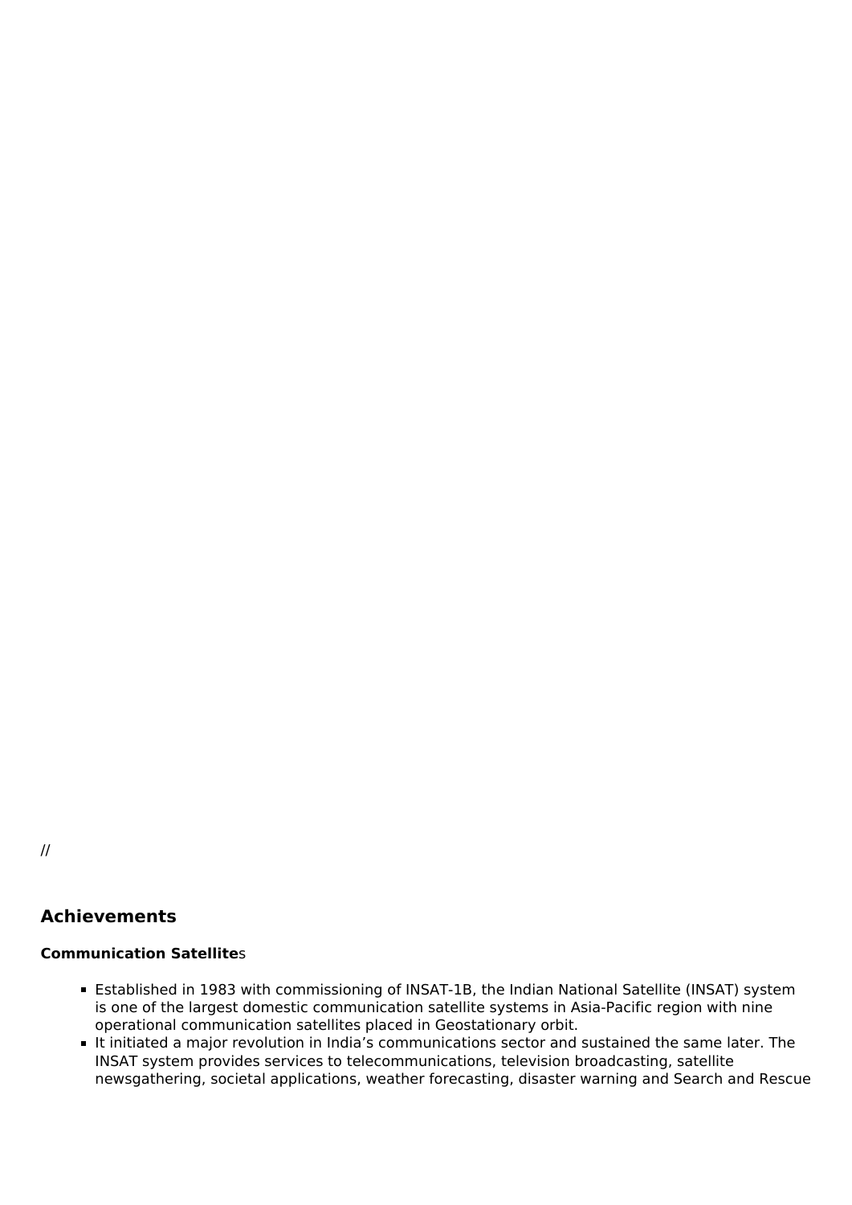//

## Achievements

**Communication Satellite**s

- Established in 1983 with commissioning of INSAT-1B, the Indian National Satellite (INSAT) system is one of the largest domestic communication satellite systems in Asia-Pacific region with nine operational communication satellites placed in Geostationary orbit.
- It initiated a major revolution in India's communications sector and sustained the same later. The INSAT system provides services to telecommunications, television broadcasting, satellite newsgathering, societal applications, weather forecasting, disaster warning and Search and Rescue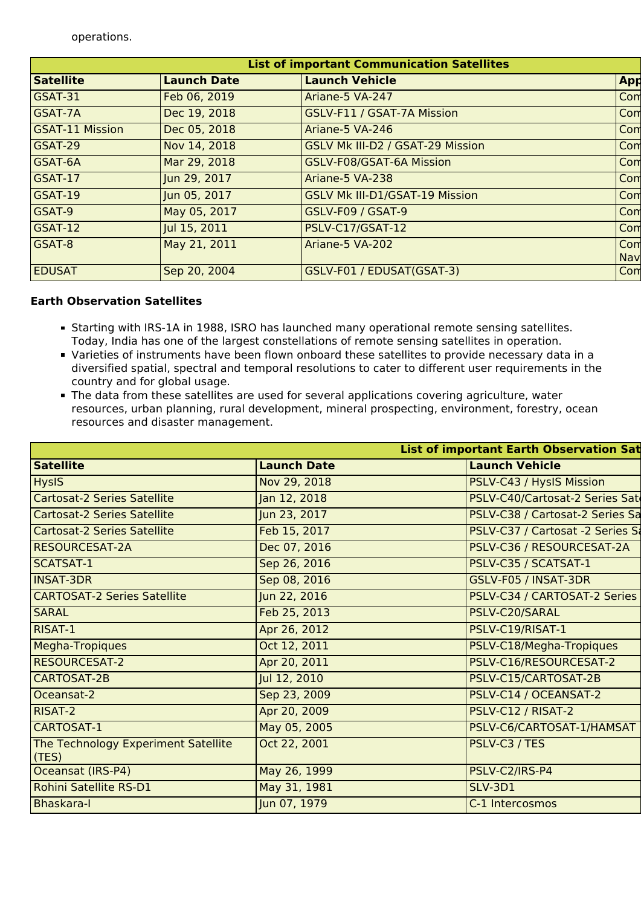operations.

| List of important Communication Satellites | | | |
|---|---|---|---|
| **Satellite** | **Launch Date** | **Launch Vehicle** | **App** |
| GSAT-31 | Feb 06, 2019 | Ariane-5 VA-247 | Com |
| GSAT-7A | Dec 19, 2018 | GSLV-F11 / GSAT-7A Mission | Com |
| GSAT-11 Mission | Dec 05, 2018 | Ariane-5 VA-246 | Com |
| GSAT-29 | Nov 14, 2018 | GSLV Mk III-D2 / GSAT-29 Mission | Com |
| GSAT-6A | Mar 29, 2018 | GSLV-F08/GSAT-6A Mission | Com |
| GSAT-17 | Jun 29, 2017 | Ariane-5 VA-238 | Com |
| GSAT-19 | Jun 05, 2017 | GSLV Mk III-D1/GSAT-19 Mission | Com |
| GSAT-9 | May 05, 2017 | GSLV-F09 / GSAT-9 | Com |
| GSAT-12 | Jul 15, 2011 | PSLV-C17/GSAT-12 | Com |
| GSAT-8 | May 21, 2011 | Ariane-5 VA-202 | Com Nav |
| EDUSAT | Sep 20, 2004 | GSLV-F01 / EDUSAT(GSAT-3) | Com |

**Earth Observation Satellites**

- Starting with IRS-1A in 1988, ISRO has launched many operational remote sensing satellites. Today, India has one of the largest constellations of remote sensing satellites in operation.
- Varieties of instruments have been flown onboard these satellites to provide necessary data in a diversified spatial, spectral and temporal resolutions to cater to different user requirements in the country and for global usage.
- The data from these satellites are used for several applications covering agriculture, water resources, urban planning, rural development, mineral prospecting, environment, forestry, ocean resources and disaster management.

| List of important Earth Observation Sat | | |
|---|---|---|
| **Satellite** | **Launch Date** | **Launch Vehicle** |
| HysIS | Nov 29, 2018 | PSLV-C43 / HysIS Mission |
| Cartosat-2 Series Satellite | Jan 12, 2018 | PSLV-C40/Cartosat-2 Series Sat |
| Cartosat-2 Series Satellite | Jun 23, 2017 | PSLV-C38 / Cartosat-2 Series Sa |
| Cartosat-2 Series Satellite | Feb 15, 2017 | PSLV-C37 / Cartosat -2 Series Sa |
| RESOURCESAT-2A | Dec 07, 2016 | PSLV-C36 / RESOURCESAT-2A |
| SCATSAT-1 | Sep 26, 2016 | PSLV-C35 / SCATSAT-1 |
| INSAT-3DR | Sep 08, 2016 | GSLV-F05 / INSAT-3DR |
| CARTOSAT-2 Series Satellite | Jun 22, 2016 | PSLV-C34 / CARTOSAT-2 Series |
| SARAL | Feb 25, 2013 | PSLV-C20/SARAL |
| RISAT-1 | Apr 26, 2012 | PSLV-C19/RISAT-1 |
| Megha-Tropiques | Oct 12, 2011 | PSLV-C18/Megha-Tropiques |
| RESOURCESAT-2 | Apr 20, 2011 | PSLV-C16/RESOURCESAT-2 |
| CARTOSAT-2B | Jul 12, 2010 | PSLV-C15/CARTOSAT-2B |
| Oceansat-2 | Sep 23, 2009 | PSLV-C14 / OCEANSAT-2 |
| RISAT-2 | Apr 20, 2009 | PSLV-C12 / RISAT-2 |
| CARTOSAT-1 | May 05, 2005 | PSLV-C6/CARTOSAT-1/HAMSAT |
| The Technology Experiment Satellite (TES) | Oct 22, 2001 | PSLV-C3 / TES |
| Oceansat (IRS-P4) | May 26, 1999 | PSLV-C2/IRS-P4 |
| Rohini Satellite RS-D1 | May 31, 1981 | SLV-3D1 |
| Bhaskara-I | Jun 07, 1979 | C-1 Intercosmos |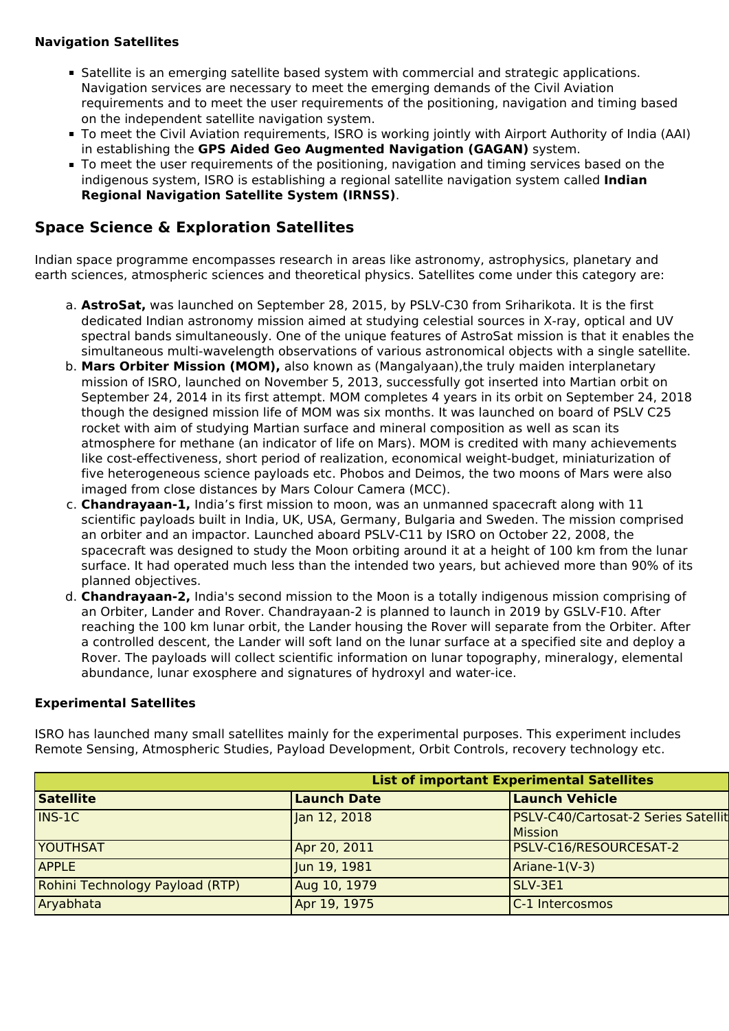**Navigation Satellites**

- Satellite is an emerging satellite based system with commercial and strategic applications. Navigation services are necessary to meet the emerging demands of the Civil Aviation requirements and to meet the user requirements of the positioning, navigation and timing based on the independent satellite navigation system.
- To meet the Civil Aviation requirements, ISRO is working jointly with Airport Authority of India (AAI) in establishing the **GPS Aided Geo Augmented Navigation (GAGAN)** system.
- To meet the user requirements of the positioning, navigation and timing services based on the indigenous system, ISRO is establishing a regional satellite navigation system called **Indian Regional Navigation Satellite System (IRNSS)**.

## Space Science & Exploration Satellites

Indian space programme encompasses research in areas like astronomy, astrophysics, planetary and earth sciences, atmospheric sciences and theoretical physics. Satellites come under this category are:

a. **AstroSat,** was launched on September 28, 2015, by PSLV-C30 from Sriharikota. It is the first dedicated Indian astronomy mission aimed at studying celestial sources in X-ray, optical and UV spectral bands simultaneously. One of the unique features of AstroSat mission is that it enables the simultaneous multi-wavelength observations of various astronomical objects with a single satellite.
b. **Mars Orbiter Mission (MOM),** also known as (Mangalyaan),the truly maiden interplanetary mission of ISRO, launched on November 5, 2013, successfully got inserted into Martian orbit on September 24, 2014 in its first attempt. MOM completes 4 years in its orbit on September 24, 2018 though the designed mission life of MOM was six months. It was launched on board of PSLV C25 rocket with aim of studying Martian surface and mineral composition as well as scan its atmosphere for methane (an indicator of life on Mars). MOM is credited with many achievements like cost-effectiveness, short period of realization, economical weight-budget, miniaturization of five heterogeneous science payloads etc. Phobos and Deimos, the two moons of Mars were also imaged from close distances by Mars Colour Camera (MCC).
c. **Chandrayaan-1,** India's first mission to moon, was an unmanned spacecraft along with 11 scientific payloads built in India, UK, USA, Germany, Bulgaria and Sweden. The mission comprised an orbiter and an impactor. Launched aboard PSLV-C11 by ISRO on October 22, 2008, the spacecraft was designed to study the Moon orbiting around it at a height of 100 km from the lunar surface. It had operated much less than the intended two years, but achieved more than 90% of its planned objectives.
d. **Chandrayaan-2,** India's second mission to the Moon is a totally indigenous mission comprising of an Orbiter, Lander and Rover. Chandrayaan-2 is planned to launch in 2019 by GSLV-F10. After reaching the 100 km lunar orbit, the Lander housing the Rover will separate from the Orbiter. After a controlled descent, the Lander will soft land on the lunar surface at a specified site and deploy a Rover. The payloads will collect scientific information on lunar topography, mineralogy, elemental abundance, lunar exosphere and signatures of hydroxyl and water-ice.

**Experimental Satellites**

ISRO has launched many small satellites mainly for the experimental purposes. This experiment includes Remote Sensing, Atmospheric Studies, Payload Development, Orbit Controls, recovery technology etc.

| List of important Experimental Satellites | | |
|---|---|---|
| **Satellite** | **Launch Date** | **Launch Vehicle** |
| INS-1C | Jan 12, 2018 | PSLV-C40/Cartosat-2 Series Satellit Mission |
| YOUTHSAT | Apr 20, 2011 | PSLV-C16/RESOURCESAT-2 |
| APPLE | Jun 19, 1981 | Ariane-1(V-3) |
| Rohini Technology Payload (RTP) | Aug 10, 1979 | SLV-3E1 |
| Aryabhata | Apr 19, 1975 | C-1 Intercosmos |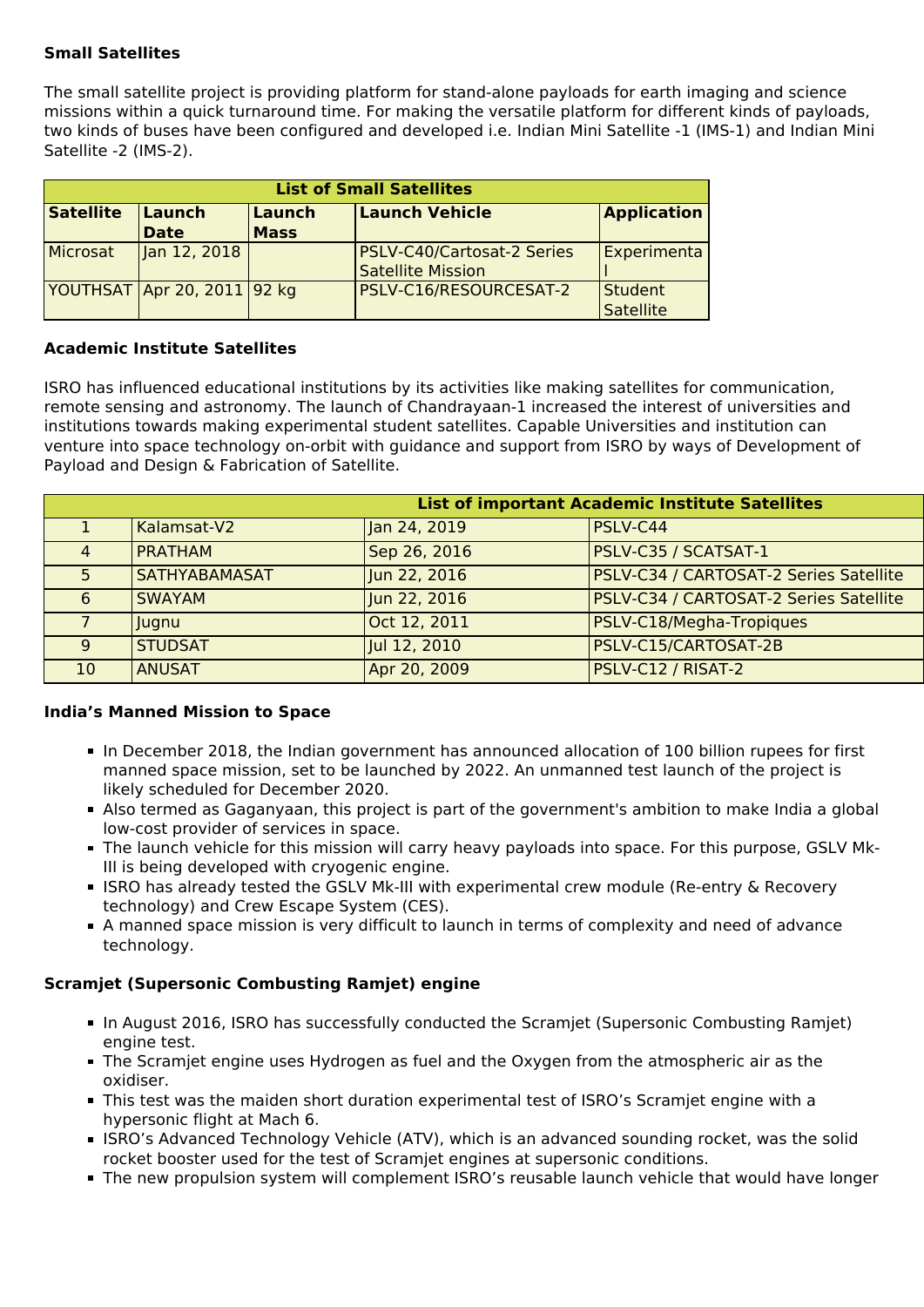**Small Satellites**

The small satellite project is providing platform for stand-alone payloads for earth imaging and science missions within a quick turnaround time. For making the versatile platform for different kinds of payloads, two kinds of buses have been configured and developed i.e. Indian Mini Satellite -1 (IMS-1) and Indian Mini Satellite -2 (IMS-2).

| List of Small Satellites | | | | |
|---|---|---|---|---|
| **Satellite** | **Launch Date** | **Launch Mass** | **Launch Vehicle** | **Application** |
| Microsat | Jan 12, 2018 | | PSLV-C40/Cartosat-2 Series Satellite Mission | Experimental |
| YOUTHSAT | Apr 20, 2011 | 92 kg | PSLV-C16/RESOURCESAT-2 | Student Satellite |

**Academic Institute Satellites**

ISRO has influenced educational institutions by its activities like making satellites for communication, remote sensing and astronomy. The launch of Chandrayaan-1 increased the interest of universities and institutions towards making experimental student satellites. Capable Universities and institution can venture into space technology on-orbit with guidance and support from ISRO by ways of Development of Payload and Design & Fabrication of Satellite.

| List of important Academic Institute Satellites | | | |
|---|---|---|---|
| 1 | Kalamsat-V2 | Jan 24, 2019 | PSLV-C44 |
| 4 | PRATHAM | Sep 26, 2016 | PSLV-C35 / SCATSAT-1 |
| 5 | SATHYABAMASAT | Jun 22, 2016 | PSLV-C34 / CARTOSAT-2 Series Satellite |
| 6 | SWAYAM | Jun 22, 2016 | PSLV-C34 / CARTOSAT-2 Series Satellite |
| 7 | Jugnu | Oct 12, 2011 | PSLV-C18/Megha-Tropiques |
| 9 | STUDSAT | Jul 12, 2010 | PSLV-C15/CARTOSAT-2B |
| 10 | ANUSAT | Apr 20, 2009 | PSLV-C12 / RISAT-2 |

**India's Manned Mission to Space**

- In December 2018, the Indian government has announced allocation of 100 billion rupees for first manned space mission, set to be launched by 2022. An unmanned test launch of the project is likely scheduled for December 2020.
- Also termed as Gaganyaan, this project is part of the government's ambition to make India a global low-cost provider of services in space.
- The launch vehicle for this mission will carry heavy payloads into space. For this purpose, GSLV Mk-III is being developed with cryogenic engine.
- ISRO has already tested the GSLV Mk-III with experimental crew module (Re-entry & Recovery technology) and Crew Escape System (CES).
- A manned space mission is very difficult to launch in terms of complexity and need of advance technology.

**Scramjet (Supersonic Combusting Ramjet) engine**

- In August 2016, ISRO has successfully conducted the Scramjet (Supersonic Combusting Ramjet) engine test.
- The Scramjet engine uses Hydrogen as fuel and the Oxygen from the atmospheric air as the oxidiser.
- This test was the maiden short duration experimental test of ISRO's Scramjet engine with a hypersonic flight at Mach 6.
- ISRO's Advanced Technology Vehicle (ATV), which is an advanced sounding rocket, was the solid rocket booster used for the test of Scramjet engines at supersonic conditions.
- The new propulsion system will complement ISRO's reusable launch vehicle that would have longer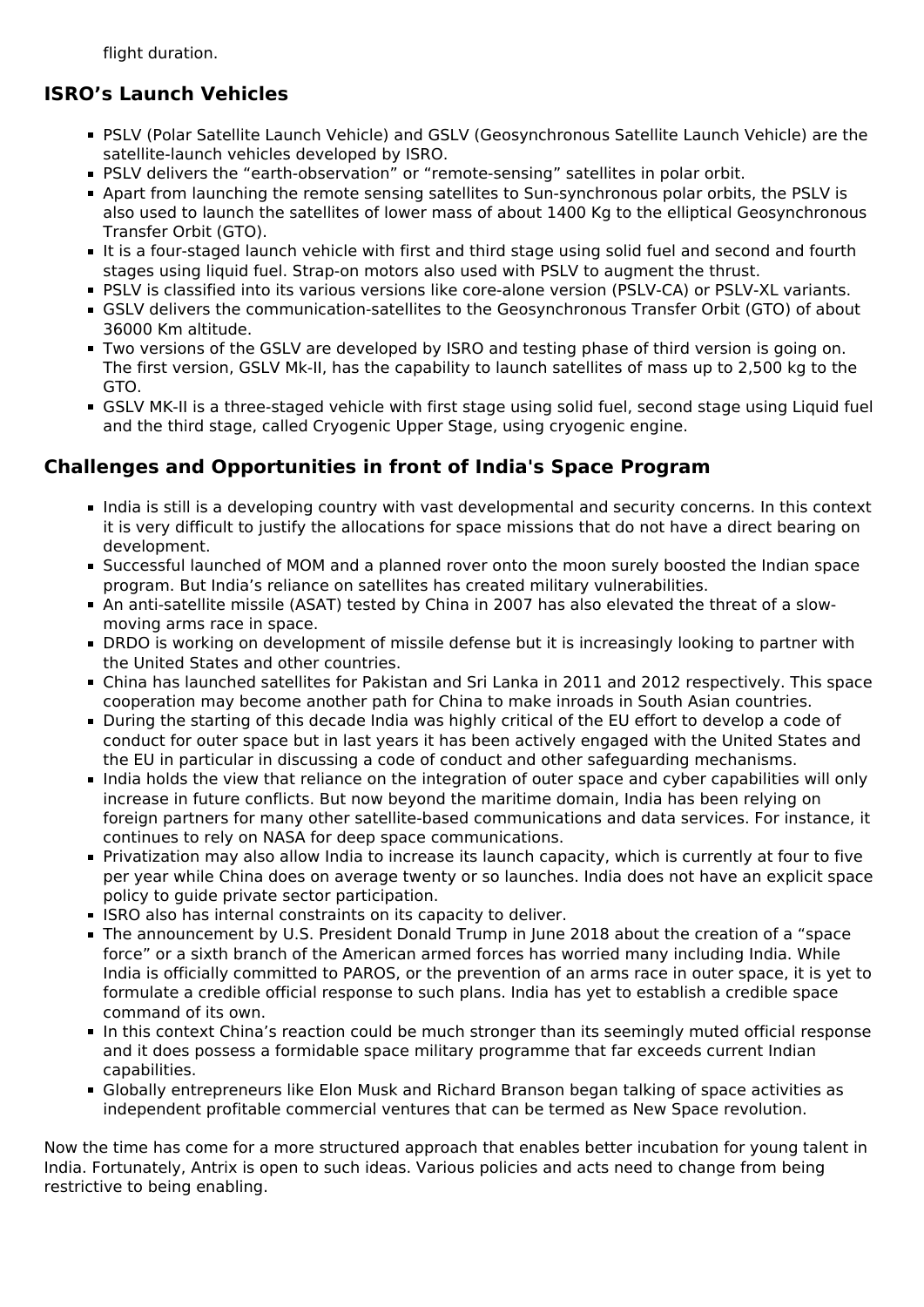flight duration.

## ISRO's Launch Vehicles

- PSLV (Polar Satellite Launch Vehicle) and GSLV (Geosynchronous Satellite Launch Vehicle) are the satellite-launch vehicles developed by ISRO.
- PSLV delivers the "earth-observation" or "remote-sensing" satellites in polar orbit.
- Apart from launching the remote sensing satellites to Sun-synchronous polar orbits, the PSLV is also used to launch the satellites of lower mass of about 1400 Kg to the elliptical Geosynchronous Transfer Orbit (GTO).
- It is a four-staged launch vehicle with first and third stage using solid fuel and second and fourth stages using liquid fuel. Strap-on motors also used with PSLV to augment the thrust.
- PSLV is classified into its various versions like core-alone version (PSLV-CA) or PSLV-XL variants.
- GSLV delivers the communication-satellites to the Geosynchronous Transfer Orbit (GTO) of about 36000 Km altitude.
- Two versions of the GSLV are developed by ISRO and testing phase of third version is going on. The first version, GSLV Mk-II, has the capability to launch satellites of mass up to 2,500 kg to the GTO.
- GSLV MK-II is a three-staged vehicle with first stage using solid fuel, second stage using Liquid fuel and the third stage, called Cryogenic Upper Stage, using cryogenic engine.

## Challenges and Opportunities in front of India's Space Program

- India is still is a developing country with vast developmental and security concerns. In this context it is very difficult to justify the allocations for space missions that do not have a direct bearing on development.
- Successful launched of MOM and a planned rover onto the moon surely boosted the Indian space program. But India's reliance on satellites has created military vulnerabilities.
- An anti-satellite missile (ASAT) tested by China in 2007 has also elevated the threat of a slow-moving arms race in space.
- DRDO is working on development of missile defense but it is increasingly looking to partner with the United States and other countries.
- China has launched satellites for Pakistan and Sri Lanka in 2011 and 2012 respectively. This space cooperation may become another path for China to make inroads in South Asian countries.
- During the starting of this decade India was highly critical of the EU effort to develop a code of conduct for outer space but in last years it has been actively engaged with the United States and the EU in particular in discussing a code of conduct and other safeguarding mechanisms.
- India holds the view that reliance on the integration of outer space and cyber capabilities will only increase in future conflicts. But now beyond the maritime domain, India has been relying on foreign partners for many other satellite-based communications and data services. For instance, it continues to rely on NASA for deep space communications.
- Privatization may also allow India to increase its launch capacity, which is currently at four to five per year while China does on average twenty or so launches. India does not have an explicit space policy to guide private sector participation.
- ISRO also has internal constraints on its capacity to deliver.
- The announcement by U.S. President Donald Trump in June 2018 about the creation of a "space force" or a sixth branch of the American armed forces has worried many including India. While India is officially committed to PAROS, or the prevention of an arms race in outer space, it is yet to formulate a credible official response to such plans. India has yet to establish a credible space command of its own.
- In this context China's reaction could be much stronger than its seemingly muted official response and it does possess a formidable space military programme that far exceeds current Indian capabilities.
- Globally entrepreneurs like Elon Musk and Richard Branson began talking of space activities as independent profitable commercial ventures that can be termed as New Space revolution.

Now the time has come for a more structured approach that enables better incubation for young talent in India. Fortunately, Antrix is open to such ideas. Various policies and acts need to change from being restrictive to being enabling.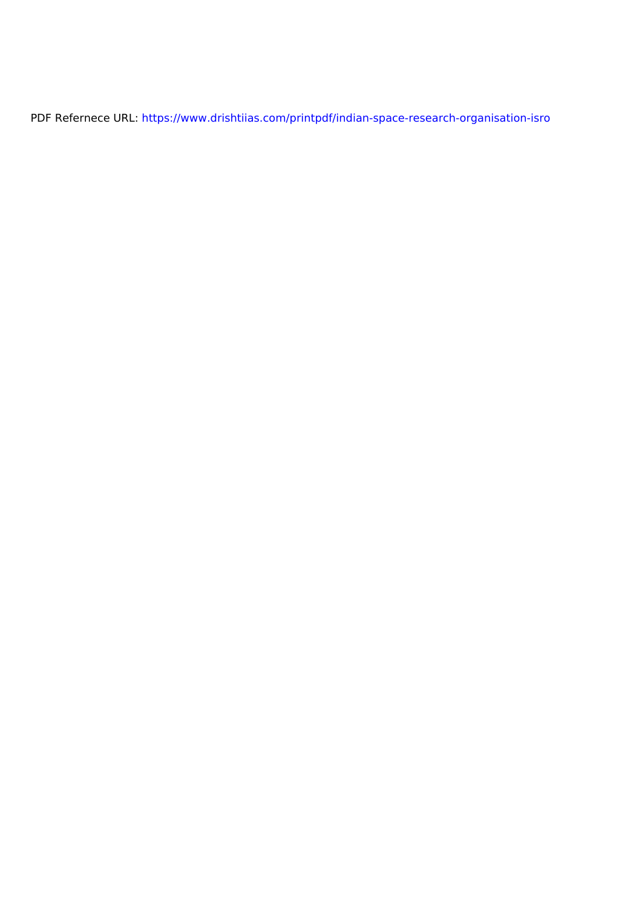PDF Refernece URL: https://www.drishtiias.com/printpdf/indian-space-research-organisation-isro